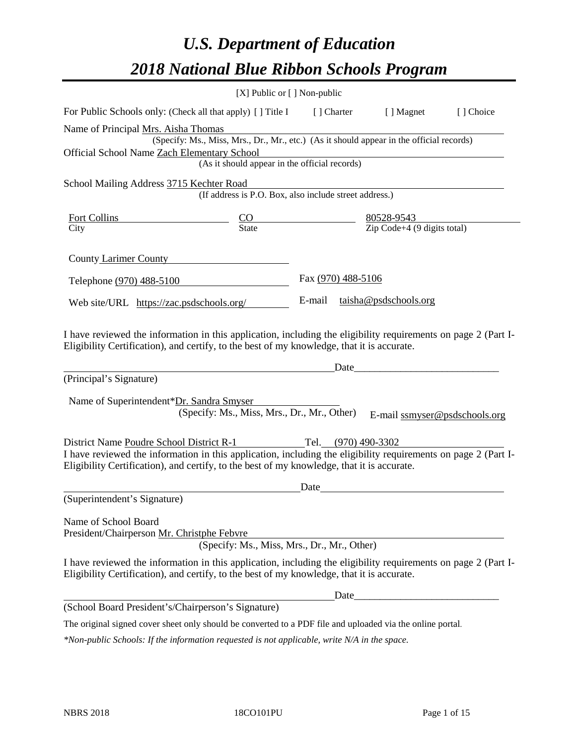# *U.S. Department of Education*

# *2018 National Blue Ribbon Schools Program*

[X] Public or [ ] Non-public

For Public Schools only: (Check all that apply) [ ] Title I [ ] Charter [ ] Magnet [ ] Choice

Name of Principal Mrs. Aisha Thomas
(Specify: Ms., Miss, Mrs., Dr., Mr., etc.) (As it should appear in the official records)

Official School Name Zach Elementary School
(As it should appear in the official records)

School Mailing Address 3715 Kechter Road
(If address is P.O. Box, also include street address.)

| Fort Collins | CO | 80528-9543 |
|---|---|---|
| City | State | Zip Code+4 (9 digits total) |

County Larimer County

Telephone (970) 488-5100 Fax (970) 488-5106

Web site/URL https://zac.psdschools.org/ E-mail taisha@psdschools.org

I have reviewed the information in this application, including the eligibility requirements on page 2 (Part I-Eligibility Certification), and certify, to the best of my knowledge, that it is accurate.

_______________________________________ Date_____________________

(Principal's Signature)

Name of Superintendent*Dr. Sandra Smyser
(Specify: Ms., Miss, Mrs., Dr., Mr., Other) E-mail ssmyser@psdschools.org

District Name Poudre School District R-1 Tel. (970) 490-3302

I have reviewed the information in this application, including the eligibility requirements on page 2 (Part I-Eligibility Certification), and certify, to the best of my knowledge, that it is accurate.

_______________________________________ Date_____________________

(Superintendent's Signature)

Name of School Board
President/Chairperson Mr. Christphe Febvre
(Specify: Ms., Miss, Mrs., Dr., Mr., Other)

I have reviewed the information in this application, including the eligibility requirements on page 2 (Part I-Eligibility Certification), and certify, to the best of my knowledge, that it is accurate.

_______________________________________ Date_____________________

(School Board President's/Chairperson's Signature)

The original signed cover sheet only should be converted to a PDF file and uploaded via the online portal.

*\*Non-public Schools: If the information requested is not applicable, write N/A in the space.*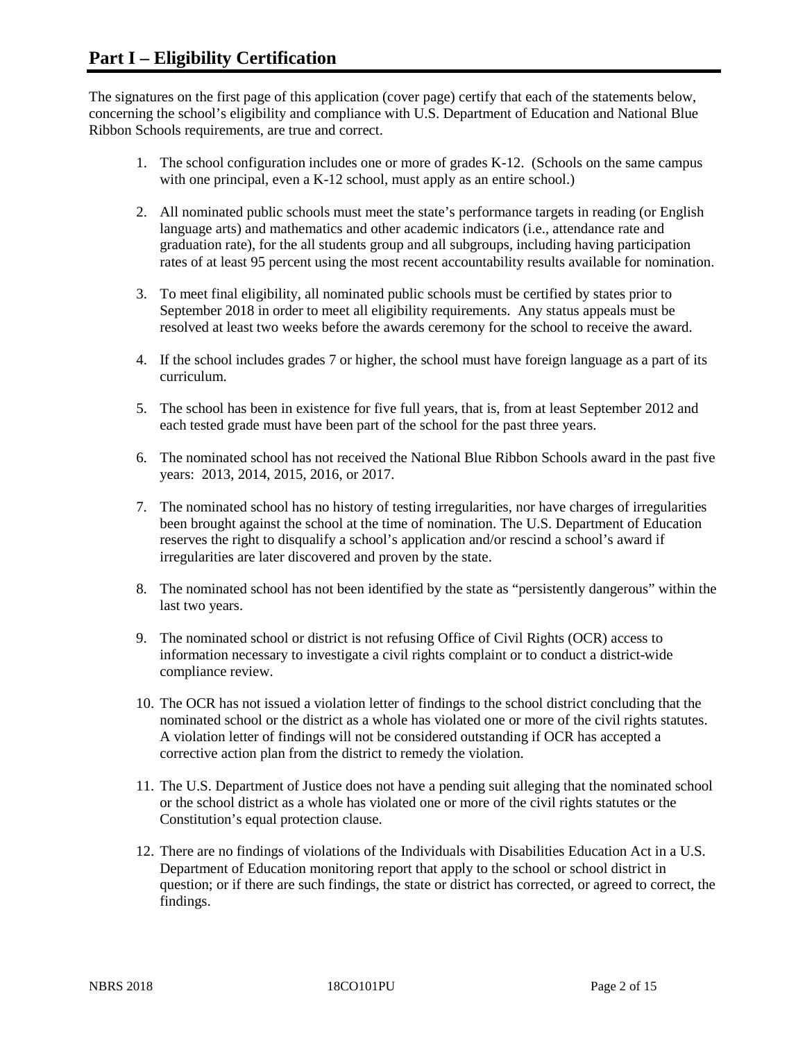# Part I – Eligibility Certification

The signatures on the first page of this application (cover page) certify that each of the statements below, concerning the school's eligibility and compliance with U.S. Department of Education and National Blue Ribbon Schools requirements, are true and correct.

1. The school configuration includes one or more of grades K-12. (Schools on the same campus with one principal, even a K-12 school, must apply as an entire school.)

2. All nominated public schools must meet the state's performance targets in reading (or English language arts) and mathematics and other academic indicators (i.e., attendance rate and graduation rate), for the all students group and all subgroups, including having participation rates of at least 95 percent using the most recent accountability results available for nomination.

3. To meet final eligibility, all nominated public schools must be certified by states prior to September 2018 in order to meet all eligibility requirements. Any status appeals must be resolved at least two weeks before the awards ceremony for the school to receive the award.

4. If the school includes grades 7 or higher, the school must have foreign language as a part of its curriculum.

5. The school has been in existence for five full years, that is, from at least September 2012 and each tested grade must have been part of the school for the past three years.

6. The nominated school has not received the National Blue Ribbon Schools award in the past five years: 2013, 2014, 2015, 2016, or 2017.

7. The nominated school has no history of testing irregularities, nor have charges of irregularities been brought against the school at the time of nomination. The U.S. Department of Education reserves the right to disqualify a school's application and/or rescind a school's award if irregularities are later discovered and proven by the state.

8. The nominated school has not been identified by the state as "persistently dangerous" within the last two years.

9. The nominated school or district is not refusing Office of Civil Rights (OCR) access to information necessary to investigate a civil rights complaint or to conduct a district-wide compliance review.

10. The OCR has not issued a violation letter of findings to the school district concluding that the nominated school or the district as a whole has violated one or more of the civil rights statutes. A violation letter of findings will not be considered outstanding if OCR has accepted a corrective action plan from the district to remedy the violation.

11. The U.S. Department of Justice does not have a pending suit alleging that the nominated school or the school district as a whole has violated one or more of the civil rights statutes or the Constitution's equal protection clause.

12. There are no findings of violations of the Individuals with Disabilities Education Act in a U.S. Department of Education monitoring report that apply to the school or school district in question; or if there are such findings, the state or district has corrected, or agreed to correct, the findings.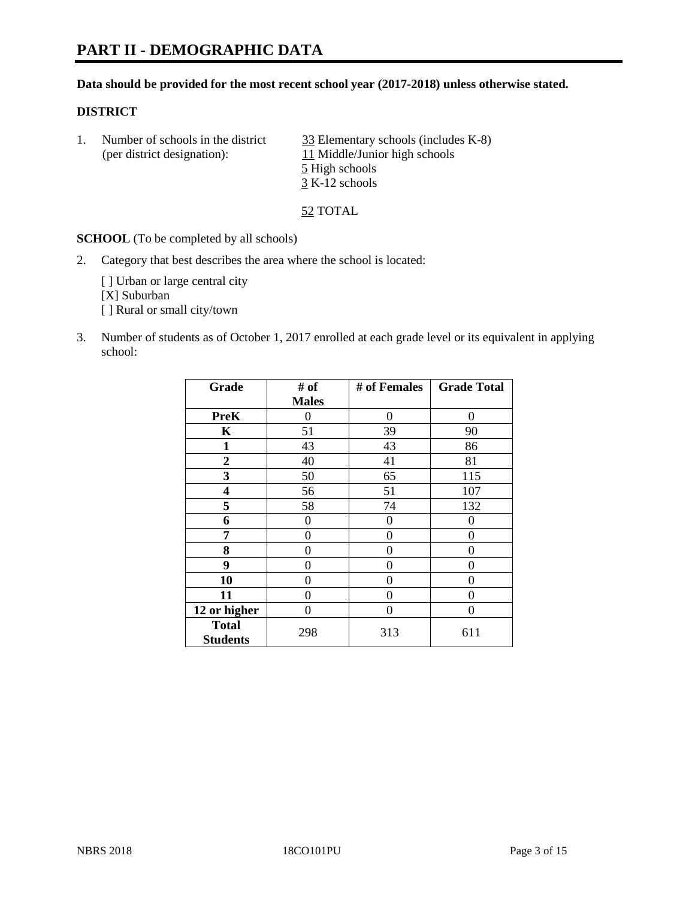# PART II - DEMOGRAPHIC DATA

**Data should be provided for the most recent school year (2017-2018) unless otherwise stated.**

**DISTRICT**

1. Number of schools in the district (per district designation):
   - 33 Elementary schools (includes K-8)
   - 11 Middle/Junior high schools
   - 5 High schools
   - 3 K-12 schools

   52 TOTAL

**SCHOOL** (To be completed by all schools)

2. Category that best describes the area where the school is located:

   [ ] Urban or large central city
   [X] Suburban
   [ ] Rural or small city/town

3. Number of students as of October 1, 2017 enrolled at each grade level or its equivalent in applying school:

| Grade | # of Males | # of Females | Grade Total |
|---|---|---|---|
| PreK | 0 | 0 | 0 |
| K | 51 | 39 | 90 |
| 1 | 43 | 43 | 86 |
| 2 | 40 | 41 | 81 |
| 3 | 50 | 65 | 115 |
| 4 | 56 | 51 | 107 |
| 5 | 58 | 74 | 132 |
| 6 | 0 | 0 | 0 |
| 7 | 0 | 0 | 0 |
| 8 | 0 | 0 | 0 |
| 9 | 0 | 0 | 0 |
| 10 | 0 | 0 | 0 |
| 11 | 0 | 0 | 0 |
| 12 or higher | 0 | 0 | 0 |
| Total Students | 298 | 313 | 611 |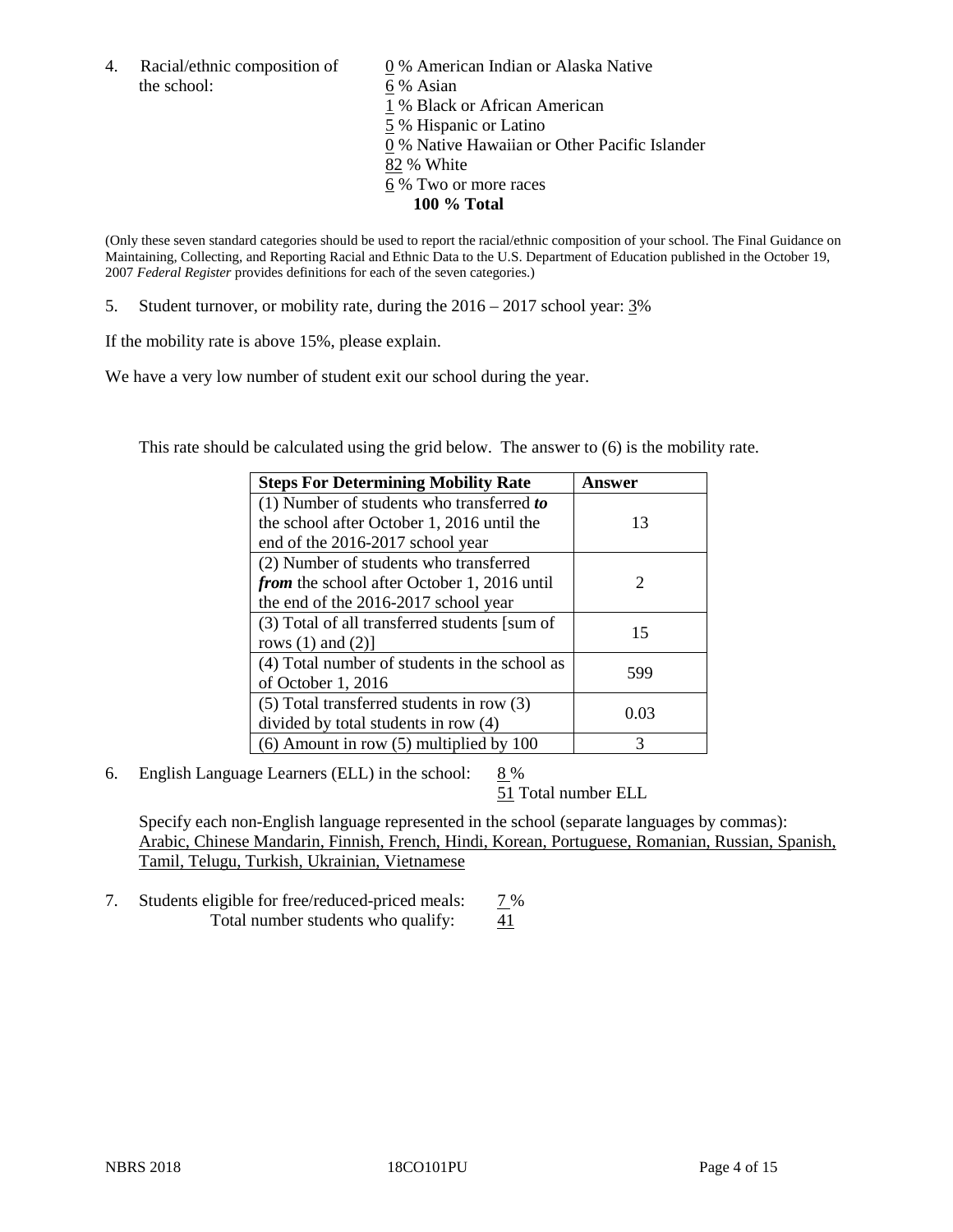4. Racial/ethnic composition of the school:

0 % American Indian or Alaska Native
6 % Asian
1 % Black or African American
5 % Hispanic or Latino
0 % Native Hawaiian or Other Pacific Islander
82 % White
6 % Two or more races
**100 % Total**

(Only these seven standard categories should be used to report the racial/ethnic composition of your school. The Final Guidance on Maintaining, Collecting, and Reporting Racial and Ethnic Data to the U.S. Department of Education published in the October 19, 2007 *Federal Register* provides definitions for each of the seven categories.)

5. Student turnover, or mobility rate, during the 2016 – 2017 school year: 3%

If the mobility rate is above 15%, please explain.

We have a very low number of student exit our school during the year.

This rate should be calculated using the grid below. The answer to (6) is the mobility rate.

| Steps For Determining Mobility Rate | Answer |
|---|---|
| (1) Number of students who transferred ***to*** the school after October 1, 2016 until the end of the 2016-2017 school year | 13 |
| (2) Number of students who transferred ***from*** the school after October 1, 2016 until the end of the 2016-2017 school year | 2 |
| (3) Total of all transferred students [sum of rows (1) and (2)] | 15 |
| (4) Total number of students in the school as of October 1, 2016 | 599 |
| (5) Total transferred students in row (3) divided by total students in row (4) | 0.03 |
| (6) Amount in row (5) multiplied by 100 | 3 |

6. English Language Learners (ELL) in the school: 8 %
51 Total number ELL

Specify each non-English language represented in the school (separate languages by commas):
Arabic, Chinese Mandarin, Finnish, French, Hindi, Korean, Portuguese, Romanian, Russian, Spanish, Tamil, Telugu, Turkish, Ukrainian, Vietnamese

7. Students eligible for free/reduced-priced meals: 7 %
Total number students who qualify: 41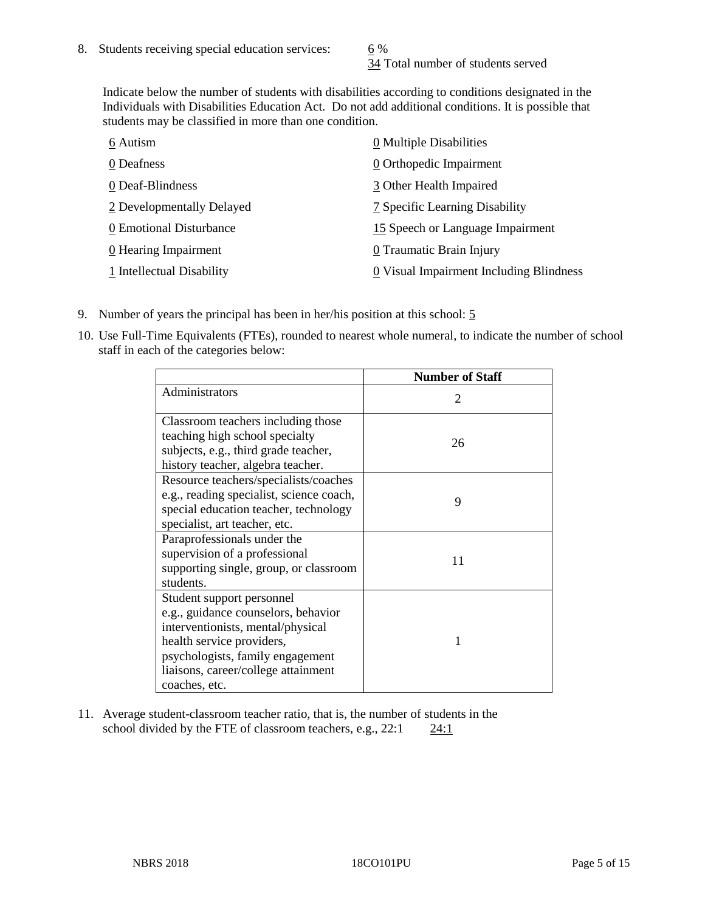8. Students receiving special education services: 6 %
   34 Total number of students served

   Indicate below the number of students with disabilities according to conditions designated in the Individuals with Disabilities Education Act. Do not add additional conditions. It is possible that students may be classified in more than one condition.

   6 Autism
   0 Deafness
   0 Deaf-Blindness
   2 Developmentally Delayed
   0 Emotional Disturbance
   0 Hearing Impairment
   1 Intellectual Disability
   0 Multiple Disabilities
   0 Orthopedic Impairment
   3 Other Health Impaired
   7 Specific Learning Disability
   15 Speech or Language Impairment
   0 Traumatic Brain Injury
   0 Visual Impairment Including Blindness

9. Number of years the principal has been in her/his position at this school: 5

10. Use Full-Time Equivalents (FTEs), rounded to nearest whole numeral, to indicate the number of school staff in each of the categories below:

| | Number of Staff |
|---|---|
| Administrators | 2 |
| Classroom teachers including those teaching high school specialty subjects, e.g., third grade teacher, history teacher, algebra teacher. | 26 |
| Resource teachers/specialists/coaches e.g., reading specialist, science coach, special education teacher, technology specialist, art teacher, etc. | 9 |
| Paraprofessionals under the supervision of a professional supporting single, group, or classroom students. | 11 |
| Student support personnel e.g., guidance counselors, behavior interventionists, mental/physical health service providers, psychologists, family engagement liaisons, career/college attainment coaches, etc. | 1 |

11. Average student-classroom teacher ratio, that is, the number of students in the school divided by the FTE of classroom teachers, e.g., 22:1 24:1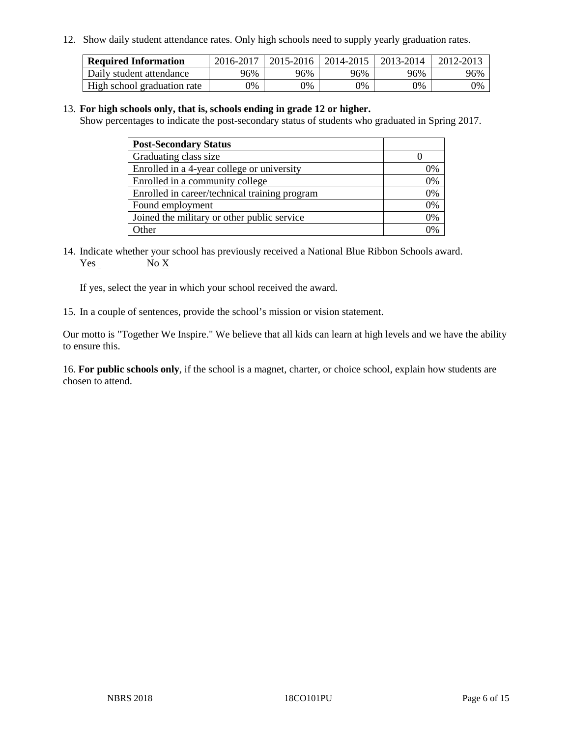12. Show daily student attendance rates. Only high schools need to supply yearly graduation rates.

| **Required Information** | 2016-2017 | 2015-2016 | 2014-2015 | 2013-2014 | 2012-2013 |
|---|---|---|---|---|---|
| Daily student attendance | 96% | 96% | 96% | 96% | 96% |
| High school graduation rate | 0% | 0% | 0% | 0% | 0% |

13. **For high schools only, that is, schools ending in grade 12 or higher.**
Show percentages to indicate the post-secondary status of students who graduated in Spring 2017.

| **Post-Secondary Status** | |
|---|---|
| Graduating class size | 0 |
| Enrolled in a 4-year college or university | 0% |
| Enrolled in a community college | 0% |
| Enrolled in career/technical training program | 0% |
| Found employment | 0% |
| Joined the military or other public service | 0% |
| Other | 0% |

14. Indicate whether your school has previously received a National Blue Ribbon Schools award.
Yes _ No X

If yes, select the year in which your school received the award.

15. In a couple of sentences, provide the school's mission or vision statement.

Our motto is "Together We Inspire." We believe that all kids can learn at high levels and we have the ability to ensure this.

16. **For public schools only**, if the school is a magnet, charter, or choice school, explain how students are chosen to attend.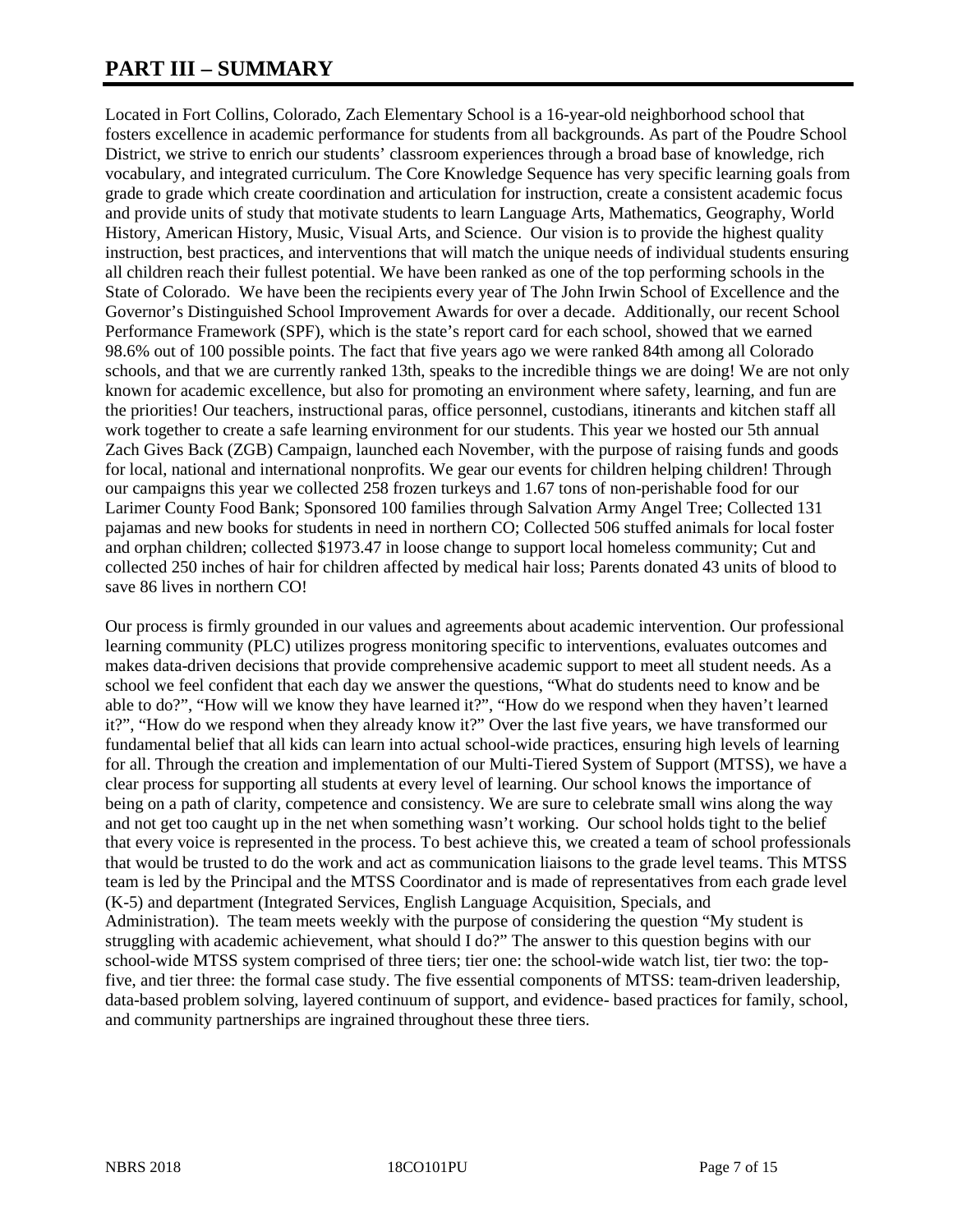# PART III – SUMMARY

Located in Fort Collins, Colorado, Zach Elementary School is a 16-year-old neighborhood school that fosters excellence in academic performance for students from all backgrounds. As part of the Poudre School District, we strive to enrich our students' classroom experiences through a broad base of knowledge, rich vocabulary, and integrated curriculum. The Core Knowledge Sequence has very specific learning goals from grade to grade which create coordination and articulation for instruction, create a consistent academic focus and provide units of study that motivate students to learn Language Arts, Mathematics, Geography, World History, American History, Music, Visual Arts, and Science. Our vision is to provide the highest quality instruction, best practices, and interventions that will match the unique needs of individual students ensuring all children reach their fullest potential. We have been ranked as one of the top performing schools in the State of Colorado. We have been the recipients every year of The John Irwin School of Excellence and the Governor's Distinguished School Improvement Awards for over a decade. Additionally, our recent School Performance Framework (SPF), which is the state's report card for each school, showed that we earned 98.6% out of 100 possible points. The fact that five years ago we were ranked 84th among all Colorado schools, and that we are currently ranked 13th, speaks to the incredible things we are doing! We are not only known for academic excellence, but also for promoting an environment where safety, learning, and fun are the priorities! Our teachers, instructional paras, office personnel, custodians, itinerants and kitchen staff all work together to create a safe learning environment for our students. This year we hosted our 5th annual Zach Gives Back (ZGB) Campaign, launched each November, with the purpose of raising funds and goods for local, national and international nonprofits. We gear our events for children helping children! Through our campaigns this year we collected 258 frozen turkeys and 1.67 tons of non-perishable food for our Larimer County Food Bank; Sponsored 100 families through Salvation Army Angel Tree; Collected 131 pajamas and new books for students in need in northern CO; Collected 506 stuffed animals for local foster and orphan children; collected $1973.47 in loose change to support local homeless community; Cut and collected 250 inches of hair for children affected by medical hair loss; Parents donated 43 units of blood to save 86 lives in northern CO!

Our process is firmly grounded in our values and agreements about academic intervention. Our professional learning community (PLC) utilizes progress monitoring specific to interventions, evaluates outcomes and makes data-driven decisions that provide comprehensive academic support to meet all student needs. As a school we feel confident that each day we answer the questions, "What do students need to know and be able to do?", "How will we know they have learned it?", "How do we respond when they haven't learned it?", "How do we respond when they already know it?" Over the last five years, we have transformed our fundamental belief that all kids can learn into actual school-wide practices, ensuring high levels of learning for all. Through the creation and implementation of our Multi-Tiered System of Support (MTSS), we have a clear process for supporting all students at every level of learning. Our school knows the importance of being on a path of clarity, competence and consistency. We are sure to celebrate small wins along the way and not get too caught up in the net when something wasn't working. Our school holds tight to the belief that every voice is represented in the process. To best achieve this, we created a team of school professionals that would be trusted to do the work and act as communication liaisons to the grade level teams. This MTSS team is led by the Principal and the MTSS Coordinator and is made of representatives from each grade level (K-5) and department (Integrated Services, English Language Acquisition, Specials, and Administration). The team meets weekly with the purpose of considering the question "My student is struggling with academic achievement, what should I do?" The answer to this question begins with our school-wide MTSS system comprised of three tiers; tier one: the school-wide watch list, tier two: the top-five, and tier three: the formal case study. The five essential components of MTSS: team-driven leadership, data-based problem solving, layered continuum of support, and evidence- based practices for family, school, and community partnerships are ingrained throughout these three tiers.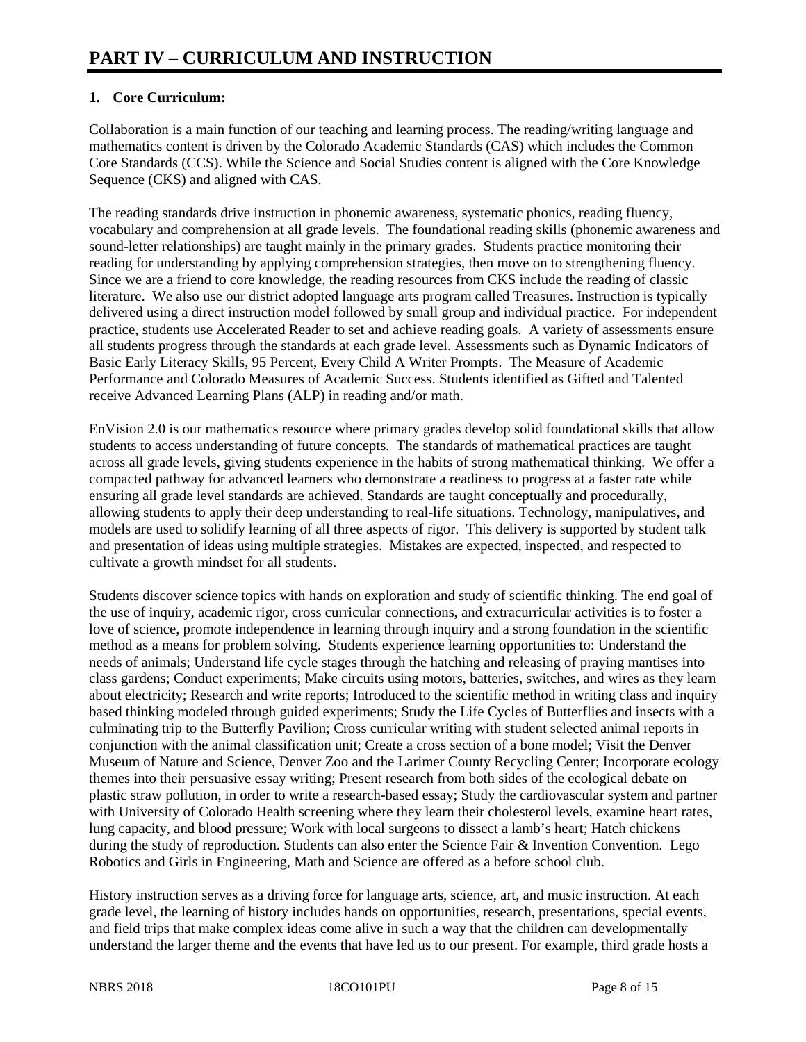# PART IV – CURRICULUM AND INSTRUCTION

**1. Core Curriculum:**

Collaboration is a main function of our teaching and learning process. The reading/writing language and mathematics content is driven by the Colorado Academic Standards (CAS) which includes the Common Core Standards (CCS). While the Science and Social Studies content is aligned with the Core Knowledge Sequence (CKS) and aligned with CAS.

The reading standards drive instruction in phonemic awareness, systematic phonics, reading fluency, vocabulary and comprehension at all grade levels. The foundational reading skills (phonemic awareness and sound-letter relationships) are taught mainly in the primary grades. Students practice monitoring their reading for understanding by applying comprehension strategies, then move on to strengthening fluency. Since we are a friend to core knowledge, the reading resources from CKS include the reading of classic literature. We also use our district adopted language arts program called Treasures. Instruction is typically delivered using a direct instruction model followed by small group and individual practice. For independent practice, students use Accelerated Reader to set and achieve reading goals. A variety of assessments ensure all students progress through the standards at each grade level. Assessments such as Dynamic Indicators of Basic Early Literacy Skills, 95 Percent, Every Child A Writer Prompts. The Measure of Academic Performance and Colorado Measures of Academic Success. Students identified as Gifted and Talented receive Advanced Learning Plans (ALP) in reading and/or math.

EnVision 2.0 is our mathematics resource where primary grades develop solid foundational skills that allow students to access understanding of future concepts. The standards of mathematical practices are taught across all grade levels, giving students experience in the habits of strong mathematical thinking. We offer a compacted pathway for advanced learners who demonstrate a readiness to progress at a faster rate while ensuring all grade level standards are achieved. Standards are taught conceptually and procedurally, allowing students to apply their deep understanding to real-life situations. Technology, manipulatives, and models are used to solidify learning of all three aspects of rigor. This delivery is supported by student talk and presentation of ideas using multiple strategies. Mistakes are expected, inspected, and respected to cultivate a growth mindset for all students.

Students discover science topics with hands on exploration and study of scientific thinking. The end goal of the use of inquiry, academic rigor, cross curricular connections, and extracurricular activities is to foster a love of science, promote independence in learning through inquiry and a strong foundation in the scientific method as a means for problem solving. Students experience learning opportunities to: Understand the needs of animals; Understand life cycle stages through the hatching and releasing of praying mantises into class gardens; Conduct experiments; Make circuits using motors, batteries, switches, and wires as they learn about electricity; Research and write reports; Introduced to the scientific method in writing class and inquiry based thinking modeled through guided experiments; Study the Life Cycles of Butterflies and insects with a culminating trip to the Butterfly Pavilion; Cross curricular writing with student selected animal reports in conjunction with the animal classification unit; Create a cross section of a bone model; Visit the Denver Museum of Nature and Science, Denver Zoo and the Larimer County Recycling Center; Incorporate ecology themes into their persuasive essay writing; Present research from both sides of the ecological debate on plastic straw pollution, in order to write a research-based essay; Study the cardiovascular system and partner with University of Colorado Health screening where they learn their cholesterol levels, examine heart rates, lung capacity, and blood pressure; Work with local surgeons to dissect a lamb's heart; Hatch chickens during the study of reproduction. Students can also enter the Science Fair & Invention Convention. Lego Robotics and Girls in Engineering, Math and Science are offered as a before school club.

History instruction serves as a driving force for language arts, science, art, and music instruction. At each grade level, the learning of history includes hands on opportunities, research, presentations, special events, and field trips that make complex ideas come alive in such a way that the children can developmentally understand the larger theme and the events that have led us to our present. For example, third grade hosts a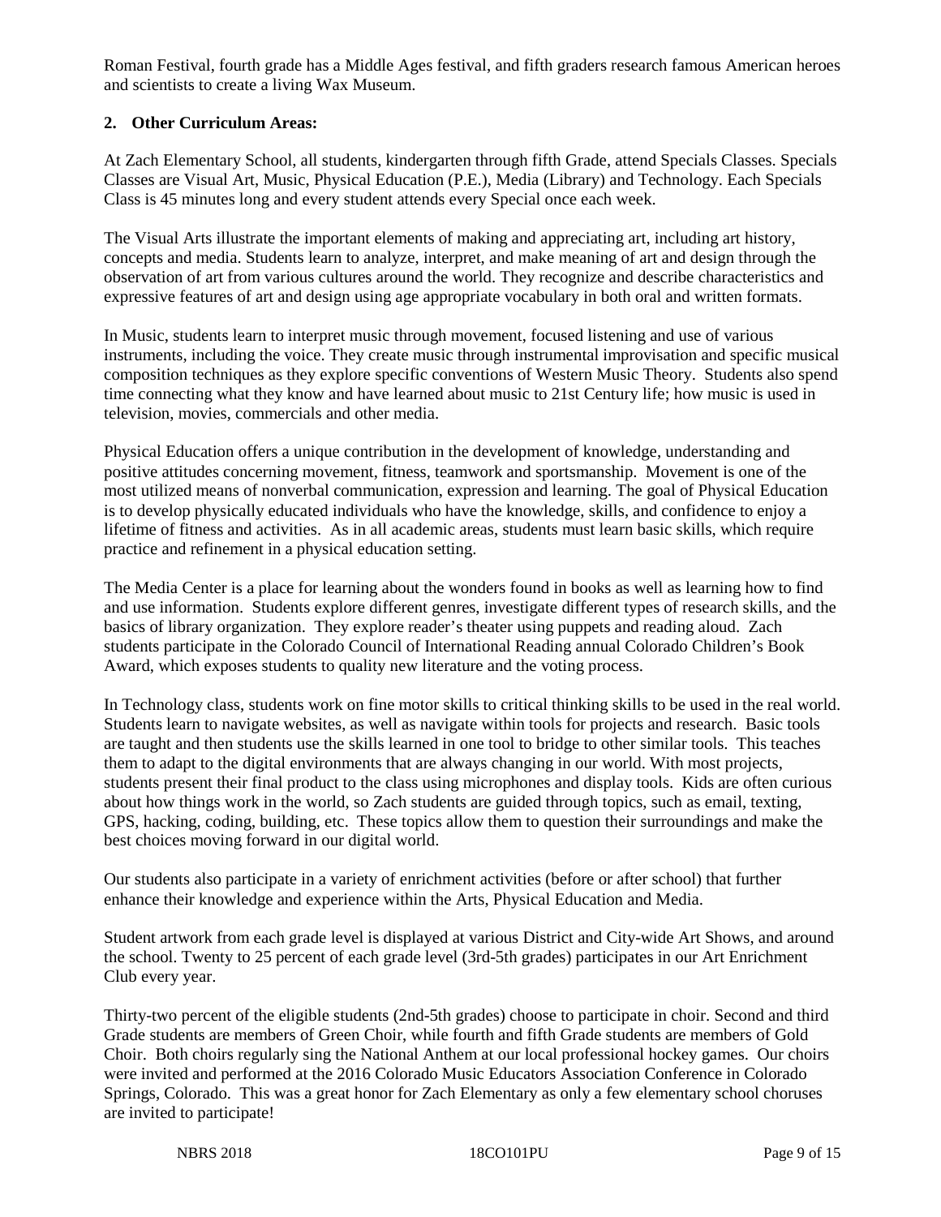Roman Festival, fourth grade has a Middle Ages festival, and fifth graders research famous American heroes and scientists to create a living Wax Museum.

**2. Other Curriculum Areas:**

At Zach Elementary School, all students, kindergarten through fifth Grade, attend Specials Classes. Specials Classes are Visual Art, Music, Physical Education (P.E.), Media (Library) and Technology. Each Specials Class is 45 minutes long and every student attends every Special once each week.

The Visual Arts illustrate the important elements of making and appreciating art, including art history, concepts and media. Students learn to analyze, interpret, and make meaning of art and design through the observation of art from various cultures around the world. They recognize and describe characteristics and expressive features of art and design using age appropriate vocabulary in both oral and written formats.

In Music, students learn to interpret music through movement, focused listening and use of various instruments, including the voice. They create music through instrumental improvisation and specific musical composition techniques as they explore specific conventions of Western Music Theory. Students also spend time connecting what they know and have learned about music to 21st Century life; how music is used in television, movies, commercials and other media.

Physical Education offers a unique contribution in the development of knowledge, understanding and positive attitudes concerning movement, fitness, teamwork and sportsmanship. Movement is one of the most utilized means of nonverbal communication, expression and learning. The goal of Physical Education is to develop physically educated individuals who have the knowledge, skills, and confidence to enjoy a lifetime of fitness and activities. As in all academic areas, students must learn basic skills, which require practice and refinement in a physical education setting.

The Media Center is a place for learning about the wonders found in books as well as learning how to find and use information. Students explore different genres, investigate different types of research skills, and the basics of library organization. They explore reader's theater using puppets and reading aloud. Zach students participate in the Colorado Council of International Reading annual Colorado Children's Book Award, which exposes students to quality new literature and the voting process.

In Technology class, students work on fine motor skills to critical thinking skills to be used in the real world. Students learn to navigate websites, as well as navigate within tools for projects and research. Basic tools are taught and then students use the skills learned in one tool to bridge to other similar tools. This teaches them to adapt to the digital environments that are always changing in our world. With most projects, students present their final product to the class using microphones and display tools. Kids are often curious about how things work in the world, so Zach students are guided through topics, such as email, texting, GPS, hacking, coding, building, etc. These topics allow them to question their surroundings and make the best choices moving forward in our digital world.

Our students also participate in a variety of enrichment activities (before or after school) that further enhance their knowledge and experience within the Arts, Physical Education and Media.

Student artwork from each grade level is displayed at various District and City-wide Art Shows, and around the school. Twenty to 25 percent of each grade level (3rd-5th grades) participates in our Art Enrichment Club every year.

Thirty-two percent of the eligible students (2nd-5th grades) choose to participate in choir. Second and third Grade students are members of Green Choir, while fourth and fifth Grade students are members of Gold Choir. Both choirs regularly sing the National Anthem at our local professional hockey games. Our choirs were invited and performed at the 2016 Colorado Music Educators Association Conference in Colorado Springs, Colorado. This was a great honor for Zach Elementary as only a few elementary school choruses are invited to participate!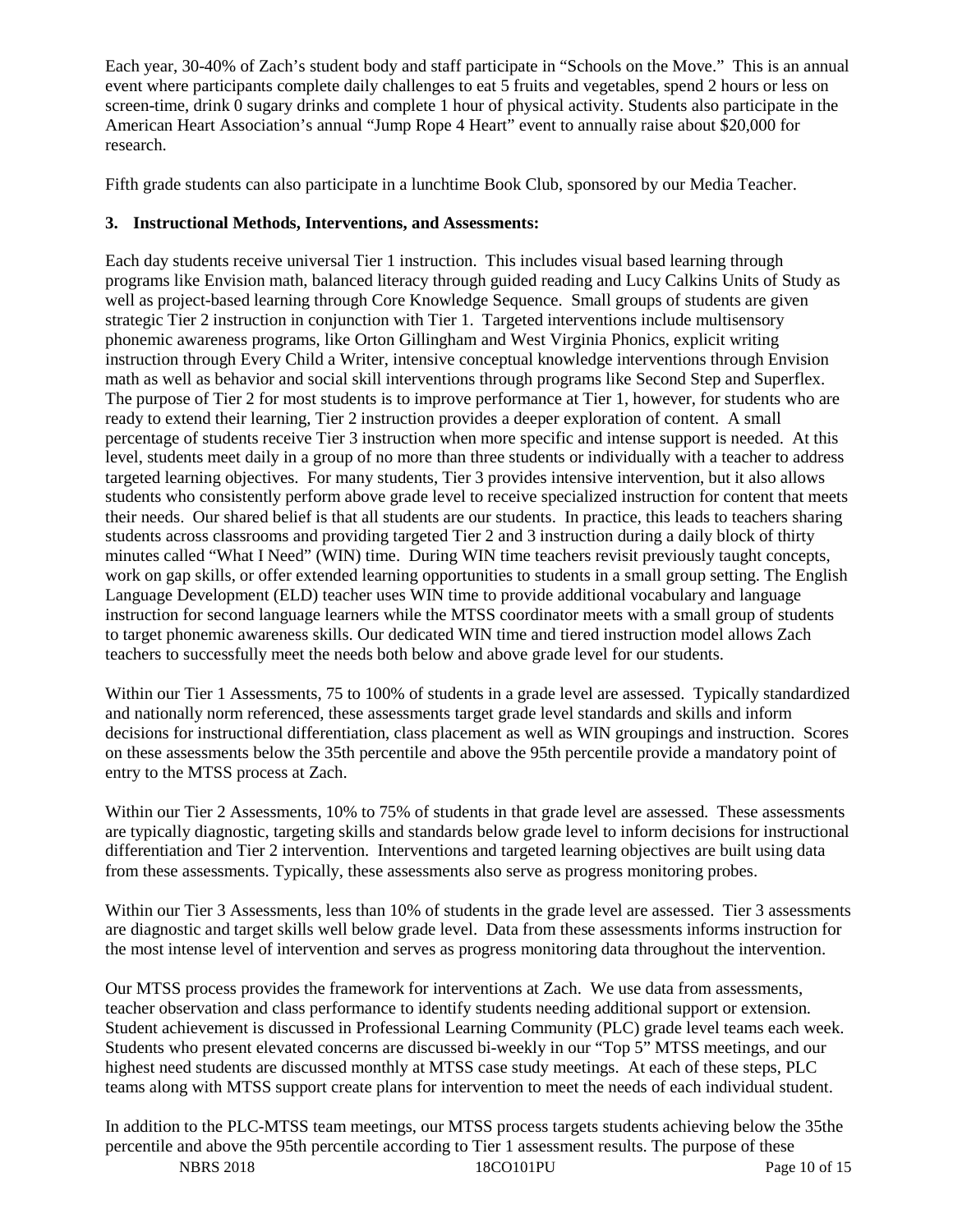Each year, 30-40% of Zach's student body and staff participate in "Schools on the Move." This is an annual event where participants complete daily challenges to eat 5 fruits and vegetables, spend 2 hours or less on screen-time, drink 0 sugary drinks and complete 1 hour of physical activity. Students also participate in the American Heart Association's annual "Jump Rope 4 Heart" event to annually raise about $20,000 for research.

Fifth grade students can also participate in a lunchtime Book Club, sponsored by our Media Teacher.

**3. Instructional Methods, Interventions, and Assessments:**

Each day students receive universal Tier 1 instruction. This includes visual based learning through programs like Envision math, balanced literacy through guided reading and Lucy Calkins Units of Study as well as project-based learning through Core Knowledge Sequence. Small groups of students are given strategic Tier 2 instruction in conjunction with Tier 1. Targeted interventions include multisensory phonemic awareness programs, like Orton Gillingham and West Virginia Phonics, explicit writing instruction through Every Child a Writer, intensive conceptual knowledge interventions through Envision math as well as behavior and social skill interventions through programs like Second Step and Superflex. The purpose of Tier 2 for most students is to improve performance at Tier 1, however, for students who are ready to extend their learning, Tier 2 instruction provides a deeper exploration of content. A small percentage of students receive Tier 3 instruction when more specific and intense support is needed. At this level, students meet daily in a group of no more than three students or individually with a teacher to address targeted learning objectives. For many students, Tier 3 provides intensive intervention, but it also allows students who consistently perform above grade level to receive specialized instruction for content that meets their needs. Our shared belief is that all students are our students. In practice, this leads to teachers sharing students across classrooms and providing targeted Tier 2 and 3 instruction during a daily block of thirty minutes called "What I Need" (WIN) time. During WIN time teachers revisit previously taught concepts, work on gap skills, or offer extended learning opportunities to students in a small group setting. The English Language Development (ELD) teacher uses WIN time to provide additional vocabulary and language instruction for second language learners while the MTSS coordinator meets with a small group of students to target phonemic awareness skills. Our dedicated WIN time and tiered instruction model allows Zach teachers to successfully meet the needs both below and above grade level for our students.

Within our Tier 1 Assessments, 75 to 100% of students in a grade level are assessed. Typically standardized and nationally norm referenced, these assessments target grade level standards and skills and inform decisions for instructional differentiation, class placement as well as WIN groupings and instruction. Scores on these assessments below the 35th percentile and above the 95th percentile provide a mandatory point of entry to the MTSS process at Zach.

Within our Tier 2 Assessments, 10% to 75% of students in that grade level are assessed. These assessments are typically diagnostic, targeting skills and standards below grade level to inform decisions for instructional differentiation and Tier 2 intervention. Interventions and targeted learning objectives are built using data from these assessments. Typically, these assessments also serve as progress monitoring probes.

Within our Tier 3 Assessments, less than 10% of students in the grade level are assessed. Tier 3 assessments are diagnostic and target skills well below grade level. Data from these assessments informs instruction for the most intense level of intervention and serves as progress monitoring data throughout the intervention.

Our MTSS process provides the framework for interventions at Zach. We use data from assessments, teacher observation and class performance to identify students needing additional support or extension. Student achievement is discussed in Professional Learning Community (PLC) grade level teams each week. Students who present elevated concerns are discussed bi-weekly in our "Top 5" MTSS meetings, and our highest need students are discussed monthly at MTSS case study meetings. At each of these steps, PLC teams along with MTSS support create plans for intervention to meet the needs of each individual student.

In addition to the PLC-MTSS team meetings, our MTSS process targets students achieving below the 35the percentile and above the 95th percentile according to Tier 1 assessment results. The purpose of these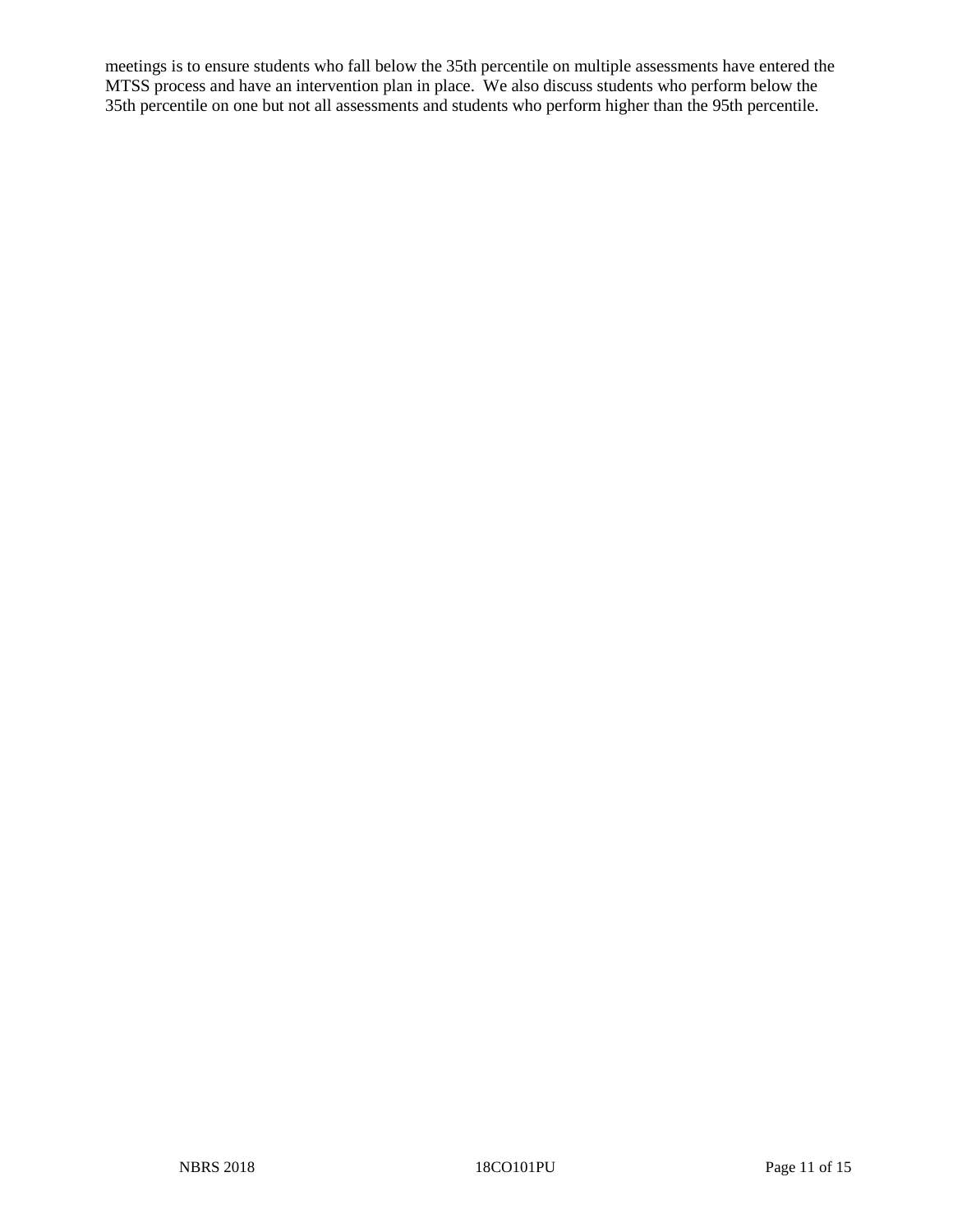meetings is to ensure students who fall below the 35th percentile on multiple assessments have entered the MTSS process and have an intervention plan in place. We also discuss students who perform below the 35th percentile on one but not all assessments and students who perform higher than the 95th percentile.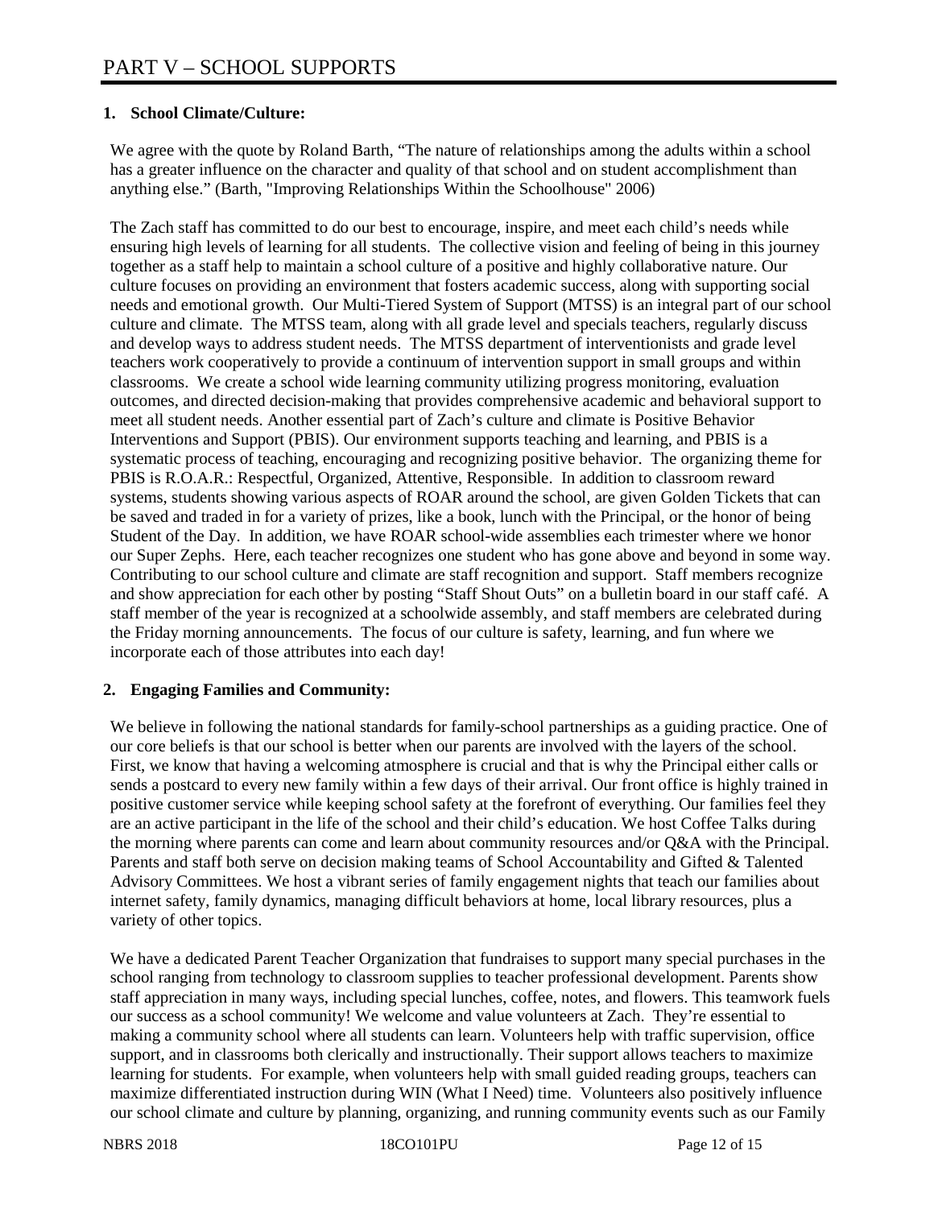# PART V – SCHOOL SUPPORTS

**1. School Climate/Culture:**

We agree with the quote by Roland Barth, "The nature of relationships among the adults within a school has a greater influence on the character and quality of that school and on student accomplishment than anything else." (Barth, "Improving Relationships Within the Schoolhouse" 2006)

The Zach staff has committed to do our best to encourage, inspire, and meet each child's needs while ensuring high levels of learning for all students. The collective vision and feeling of being in this journey together as a staff help to maintain a school culture of a positive and highly collaborative nature. Our culture focuses on providing an environment that fosters academic success, along with supporting social needs and emotional growth. Our Multi-Tiered System of Support (MTSS) is an integral part of our school culture and climate. The MTSS team, along with all grade level and specials teachers, regularly discuss and develop ways to address student needs. The MTSS department of interventionists and grade level teachers work cooperatively to provide a continuum of intervention support in small groups and within classrooms. We create a school wide learning community utilizing progress monitoring, evaluation outcomes, and directed decision-making that provides comprehensive academic and behavioral support to meet all student needs. Another essential part of Zach's culture and climate is Positive Behavior Interventions and Support (PBIS). Our environment supports teaching and learning, and PBIS is a systematic process of teaching, encouraging and recognizing positive behavior. The organizing theme for PBIS is R.O.A.R.: Respectful, Organized, Attentive, Responsible. In addition to classroom reward systems, students showing various aspects of ROAR around the school, are given Golden Tickets that can be saved and traded in for a variety of prizes, like a book, lunch with the Principal, or the honor of being Student of the Day. In addition, we have ROAR school-wide assemblies each trimester where we honor our Super Zephs. Here, each teacher recognizes one student who has gone above and beyond in some way. Contributing to our school culture and climate are staff recognition and support. Staff members recognize and show appreciation for each other by posting "Staff Shout Outs" on a bulletin board in our staff café. A staff member of the year is recognized at a schoolwide assembly, and staff members are celebrated during the Friday morning announcements. The focus of our culture is safety, learning, and fun where we incorporate each of those attributes into each day!

**2. Engaging Families and Community:**

We believe in following the national standards for family-school partnerships as a guiding practice. One of our core beliefs is that our school is better when our parents are involved with the layers of the school. First, we know that having a welcoming atmosphere is crucial and that is why the Principal either calls or sends a postcard to every new family within a few days of their arrival. Our front office is highly trained in positive customer service while keeping school safety at the forefront of everything. Our families feel they are an active participant in the life of the school and their child's education. We host Coffee Talks during the morning where parents can come and learn about community resources and/or Q&A with the Principal. Parents and staff both serve on decision making teams of School Accountability and Gifted & Talented Advisory Committees. We host a vibrant series of family engagement nights that teach our families about internet safety, family dynamics, managing difficult behaviors at home, local library resources, plus a variety of other topics.

We have a dedicated Parent Teacher Organization that fundraises to support many special purchases in the school ranging from technology to classroom supplies to teacher professional development. Parents show staff appreciation in many ways, including special lunches, coffee, notes, and flowers. This teamwork fuels our success as a school community! We welcome and value volunteers at Zach. They're essential to making a community school where all students can learn. Volunteers help with traffic supervision, office support, and in classrooms both clerically and instructionally. Their support allows teachers to maximize learning for students. For example, when volunteers help with small guided reading groups, teachers can maximize differentiated instruction during WIN (What I Need) time. Volunteers also positively influence our school climate and culture by planning, organizing, and running community events such as our Family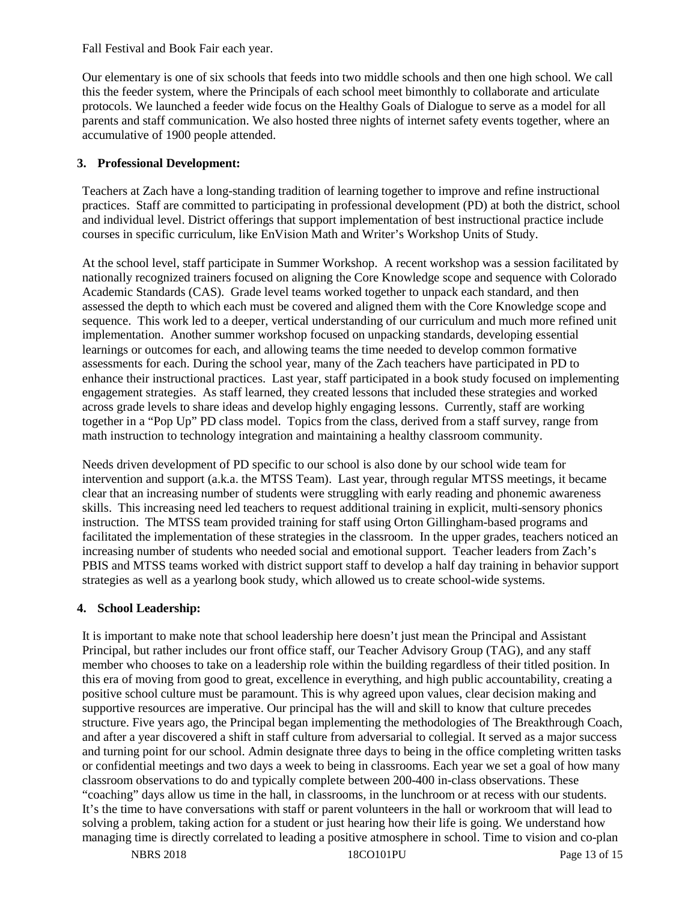Fall Festival and Book Fair each year.

Our elementary is one of six schools that feeds into two middle schools and then one high school. We call this the feeder system, where the Principals of each school meet bimonthly to collaborate and articulate protocols. We launched a feeder wide focus on the Healthy Goals of Dialogue to serve as a model for all parents and staff communication. We also hosted three nights of internet safety events together, where an accumulative of 1900 people attended.

## 3. Professional Development:

Teachers at Zach have a long-standing tradition of learning together to improve and refine instructional practices. Staff are committed to participating in professional development (PD) at both the district, school and individual level. District offerings that support implementation of best instructional practice include courses in specific curriculum, like EnVision Math and Writer's Workshop Units of Study.

At the school level, staff participate in Summer Workshop. A recent workshop was a session facilitated by nationally recognized trainers focused on aligning the Core Knowledge scope and sequence with Colorado Academic Standards (CAS). Grade level teams worked together to unpack each standard, and then assessed the depth to which each must be covered and aligned them with the Core Knowledge scope and sequence. This work led to a deeper, vertical understanding of our curriculum and much more refined unit implementation. Another summer workshop focused on unpacking standards, developing essential learnings or outcomes for each, and allowing teams the time needed to develop common formative assessments for each. During the school year, many of the Zach teachers have participated in PD to enhance their instructional practices. Last year, staff participated in a book study focused on implementing engagement strategies. As staff learned, they created lessons that included these strategies and worked across grade levels to share ideas and develop highly engaging lessons. Currently, staff are working together in a "Pop Up" PD class model. Topics from the class, derived from a staff survey, range from math instruction to technology integration and maintaining a healthy classroom community.

Needs driven development of PD specific to our school is also done by our school wide team for intervention and support (a.k.a. the MTSS Team). Last year, through regular MTSS meetings, it became clear that an increasing number of students were struggling with early reading and phonemic awareness skills. This increasing need led teachers to request additional training in explicit, multi-sensory phonics instruction. The MTSS team provided training for staff using Orton Gillingham-based programs and facilitated the implementation of these strategies in the classroom. In the upper grades, teachers noticed an increasing number of students who needed social and emotional support. Teacher leaders from Zach's PBIS and MTSS teams worked with district support staff to develop a half day training in behavior support strategies as well as a yearlong book study, which allowed us to create school-wide systems.

## 4. School Leadership:

It is important to make note that school leadership here doesn't just mean the Principal and Assistant Principal, but rather includes our front office staff, our Teacher Advisory Group (TAG), and any staff member who chooses to take on a leadership role within the building regardless of their titled position. In this era of moving from good to great, excellence in everything, and high public accountability, creating a positive school culture must be paramount. This is why agreed upon values, clear decision making and supportive resources are imperative. Our principal has the will and skill to know that culture precedes structure. Five years ago, the Principal began implementing the methodologies of The Breakthrough Coach, and after a year discovered a shift in staff culture from adversarial to collegial. It served as a major success and turning point for our school. Admin designate three days to being in the office completing written tasks or confidential meetings and two days a week to being in classrooms. Each year we set a goal of how many classroom observations to do and typically complete between 200-400 in-class observations. These "coaching" days allow us time in the hall, in classrooms, in the lunchroom or at recess with our students. It's the time to have conversations with staff or parent volunteers in the hall or workroom that will lead to solving a problem, taking action for a student or just hearing how their life is going. We understand how managing time is directly correlated to leading a positive atmosphere in school. Time to vision and co-plan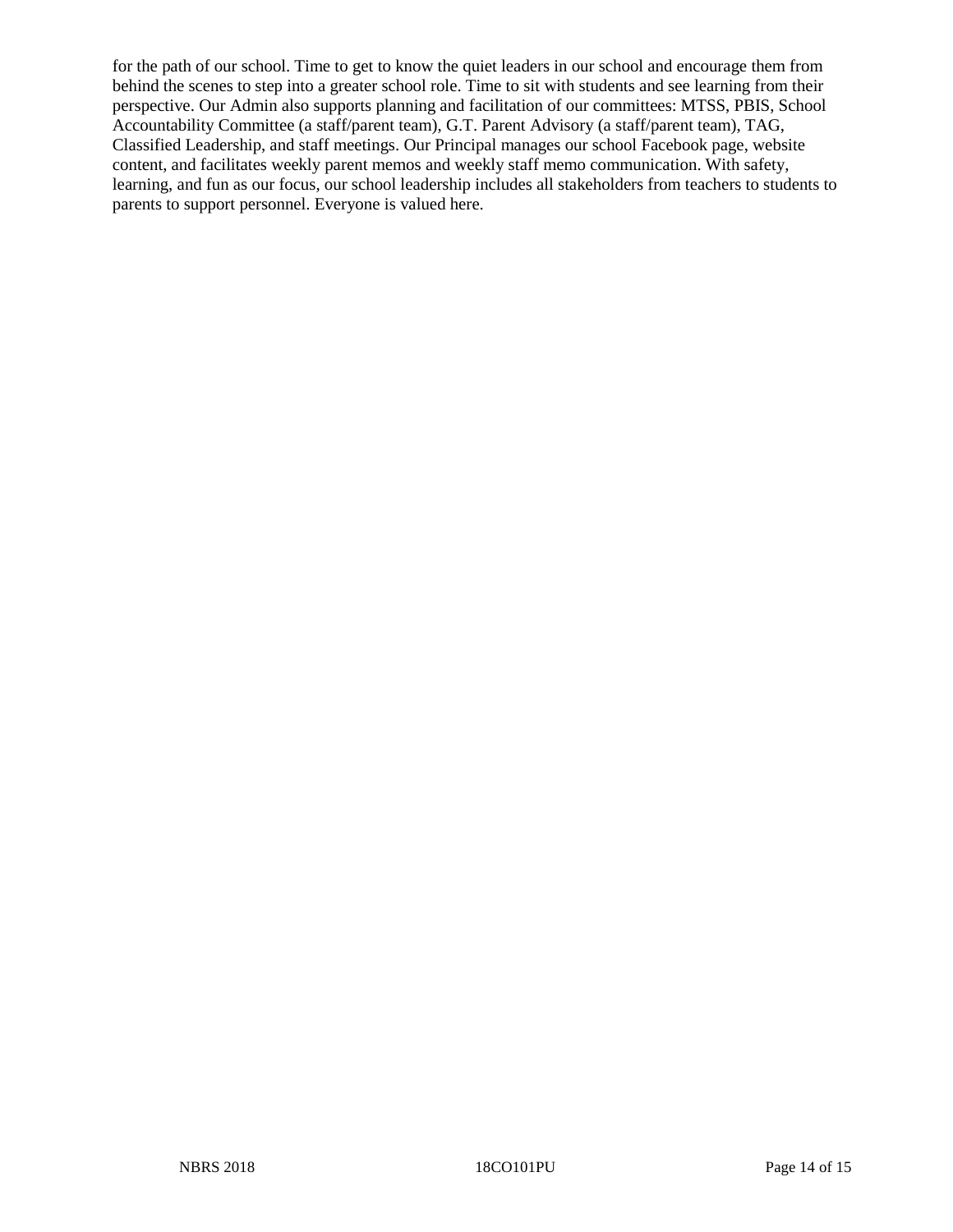for the path of our school. Time to get to know the quiet leaders in our school and encourage them from behind the scenes to step into a greater school role. Time to sit with students and see learning from their perspective. Our Admin also supports planning and facilitation of our committees: MTSS, PBIS, School Accountability Committee (a staff/parent team), G.T. Parent Advisory (a staff/parent team), TAG, Classified Leadership, and staff meetings. Our Principal manages our school Facebook page, website content, and facilitates weekly parent memos and weekly staff memo communication. With safety, learning, and fun as our focus, our school leadership includes all stakeholders from teachers to students to parents to support personnel. Everyone is valued here.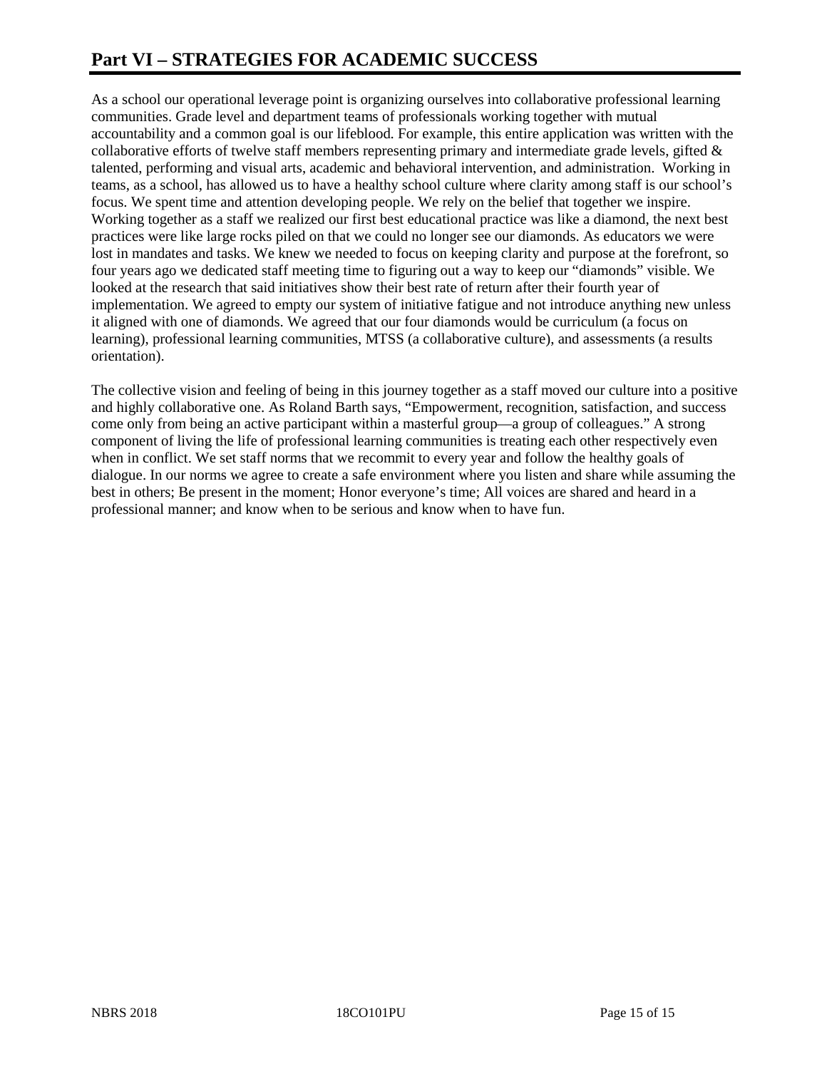# Part VI – STRATEGIES FOR ACADEMIC SUCCESS

As a school our operational leverage point is organizing ourselves into collaborative professional learning communities. Grade level and department teams of professionals working together with mutual accountability and a common goal is our lifeblood. For example, this entire application was written with the collaborative efforts of twelve staff members representing primary and intermediate grade levels, gifted & talented, performing and visual arts, academic and behavioral intervention, and administration. Working in teams, as a school, has allowed us to have a healthy school culture where clarity among staff is our school's focus. We spent time and attention developing people. We rely on the belief that together we inspire. Working together as a staff we realized our first best educational practice was like a diamond, the next best practices were like large rocks piled on that we could no longer see our diamonds. As educators we were lost in mandates and tasks. We knew we needed to focus on keeping clarity and purpose at the forefront, so four years ago we dedicated staff meeting time to figuring out a way to keep our "diamonds" visible. We looked at the research that said initiatives show their best rate of return after their fourth year of implementation. We agreed to empty our system of initiative fatigue and not introduce anything new unless it aligned with one of diamonds. We agreed that our four diamonds would be curriculum (a focus on learning), professional learning communities, MTSS (a collaborative culture), and assessments (a results orientation).

The collective vision and feeling of being in this journey together as a staff moved our culture into a positive and highly collaborative one. As Roland Barth says, "Empowerment, recognition, satisfaction, and success come only from being an active participant within a masterful group—a group of colleagues." A strong component of living the life of professional learning communities is treating each other respectively even when in conflict. We set staff norms that we recommit to every year and follow the healthy goals of dialogue. In our norms we agree to create a safe environment where you listen and share while assuming the best in others; Be present in the moment; Honor everyone's time; All voices are shared and heard in a professional manner; and know when to be serious and know when to have fun.